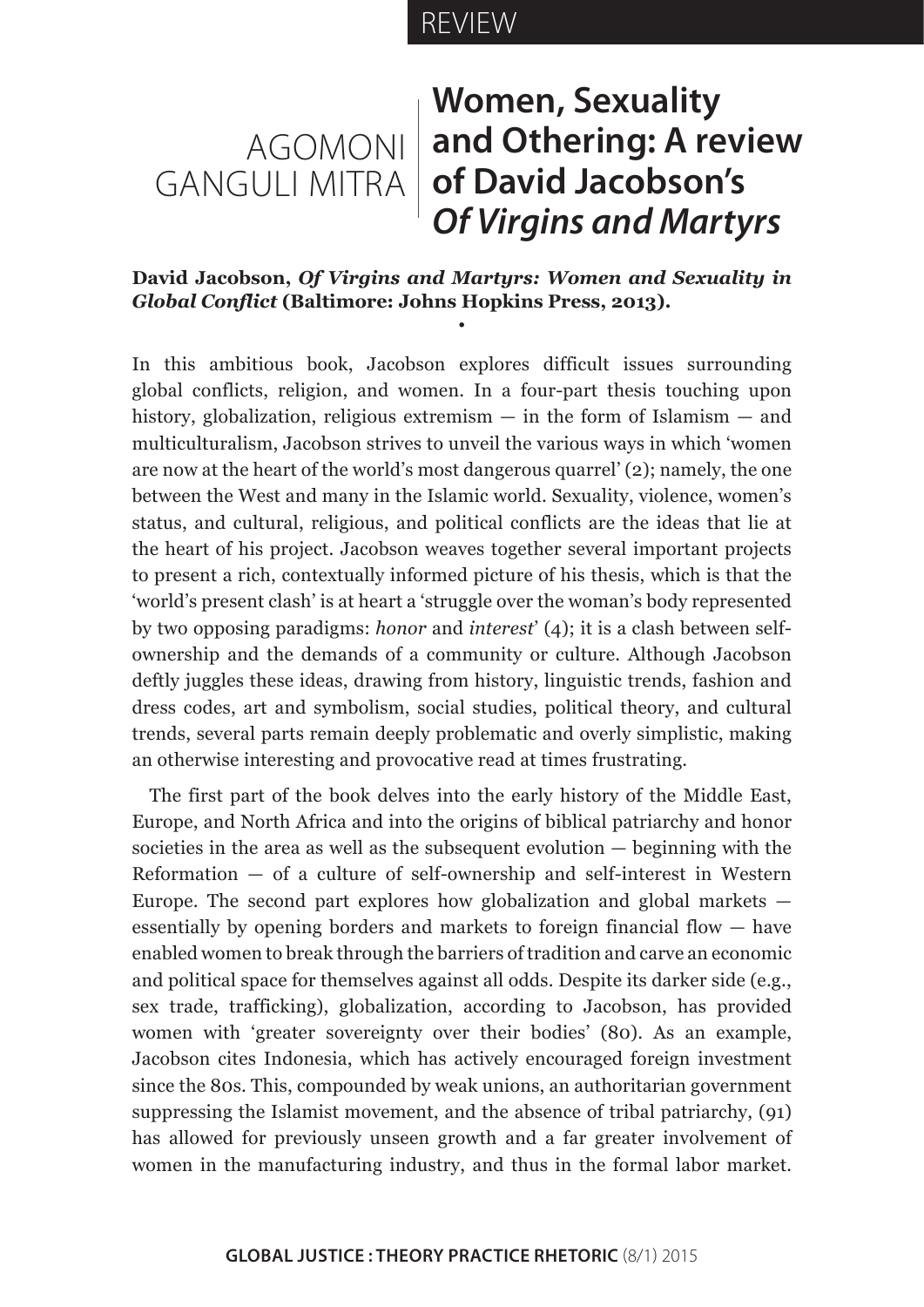REVIEW

# Women, Sexuality and Othering: A review of David Jacobson's *Of Virgins and Martyrs*

AGOMONI GANGULI MITRA

**David Jacobson, *Of Virgins and Martyrs: Women and Sexuality in Global Conflict* (Baltimore: Johns Hopkins Press, 2013).**

•

In this ambitious book, Jacobson explores difficult issues surrounding global conflicts, religion, and women. In a four-part thesis touching upon history, globalization, religious extremism — in the form of Islamism — and multiculturalism, Jacobson strives to unveil the various ways in which 'women are now at the heart of the world's most dangerous quarrel' (2); namely, the one between the West and many in the Islamic world. Sexuality, violence, women's status, and cultural, religious, and political conflicts are the ideas that lie at the heart of his project. Jacobson weaves together several important projects to present a rich, contextually informed picture of his thesis, which is that the 'world's present clash' is at heart a 'struggle over the woman's body represented by two opposing paradigms: *honor* and *interest*' (4); it is a clash between self-ownership and the demands of a community or culture. Although Jacobson deftly juggles these ideas, drawing from history, linguistic trends, fashion and dress codes, art and symbolism, social studies, political theory, and cultural trends, several parts remain deeply problematic and overly simplistic, making an otherwise interesting and provocative read at times frustrating.

The first part of the book delves into the early history of the Middle East, Europe, and North Africa and into the origins of biblical patriarchy and honor societies in the area as well as the subsequent evolution — beginning with the Reformation — of a culture of self-ownership and self-interest in Western Europe. The second part explores how globalization and global markets — essentially by opening borders and markets to foreign financial flow — have enabled women to break through the barriers of tradition and carve an economic and political space for themselves against all odds. Despite its darker side (e.g., sex trade, trafficking), globalization, according to Jacobson, has provided women with 'greater sovereignty over their bodies' (80). As an example, Jacobson cites Indonesia, which has actively encouraged foreign investment since the 80s. This, compounded by weak unions, an authoritarian government suppressing the Islamist movement, and the absence of tribal patriarchy, (91) has allowed for previously unseen growth and a far greater involvement of women in the manufacturing industry, and thus in the formal labor market.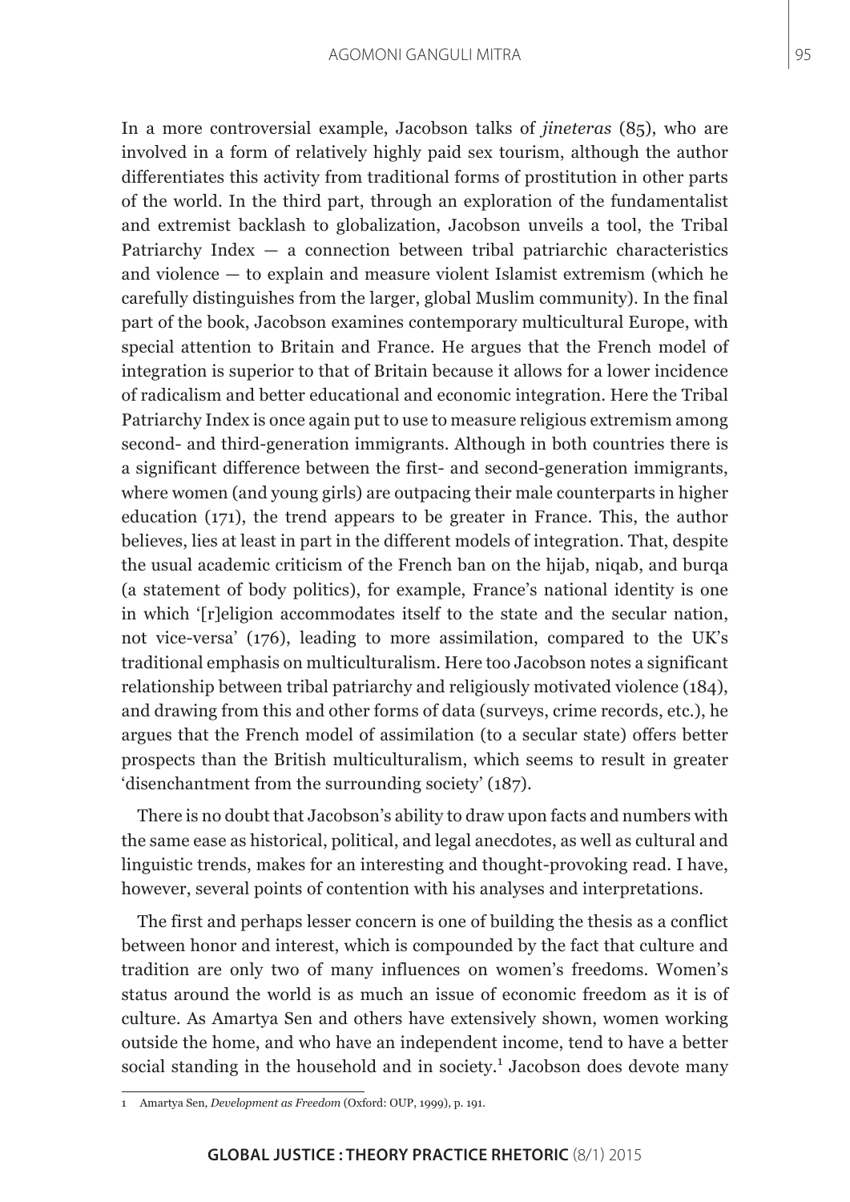In a more controversial example, Jacobson talks of *jineteras* (85), who are involved in a form of relatively highly paid sex tourism, although the author differentiates this activity from traditional forms of prostitution in other parts of the world. In the third part, through an exploration of the fundamentalist and extremist backlash to globalization, Jacobson unveils a tool, the Tribal Patriarchy Index — a connection between tribal patriarchic characteristics and violence — to explain and measure violent Islamist extremism (which he carefully distinguishes from the larger, global Muslim community). In the final part of the book, Jacobson examines contemporary multicultural Europe, with special attention to Britain and France. He argues that the French model of integration is superior to that of Britain because it allows for a lower incidence of radicalism and better educational and economic integration. Here the Tribal Patriarchy Index is once again put to use to measure religious extremism among second- and third-generation immigrants. Although in both countries there is a significant difference between the first- and second-generation immigrants, where women (and young girls) are outpacing their male counterparts in higher education (171), the trend appears to be greater in France. This, the author believes, lies at least in part in the different models of integration. That, despite the usual academic criticism of the French ban on the hijab, niqab, and burqa (a statement of body politics), for example, France's national identity is one in which '[r]eligion accommodates itself to the state and the secular nation, not vice-versa' (176), leading to more assimilation, compared to the UK's traditional emphasis on multiculturalism. Here too Jacobson notes a significant relationship between tribal patriarchy and religiously motivated violence (184), and drawing from this and other forms of data (surveys, crime records, etc.), he argues that the French model of assimilation (to a secular state) offers better prospects than the British multiculturalism, which seems to result in greater 'disenchantment from the surrounding society' (187).

There is no doubt that Jacobson's ability to draw upon facts and numbers with the same ease as historical, political, and legal anecdotes, as well as cultural and linguistic trends, makes for an interesting and thought-provoking read. I have, however, several points of contention with his analyses and interpretations.

The first and perhaps lesser concern is one of building the thesis as a conflict between honor and interest, which is compounded by the fact that culture and tradition are only two of many influences on women's freedoms. Women's status around the world is as much an issue of economic freedom as it is of culture. As Amartya Sen and others have extensively shown, women working outside the home, and who have an independent income, tend to have a better social standing in the household and in society.[1] Jacobson does devote many

[1] Amartya Sen, *Development as Freedom* (Oxford: OUP, 1999), p. 191.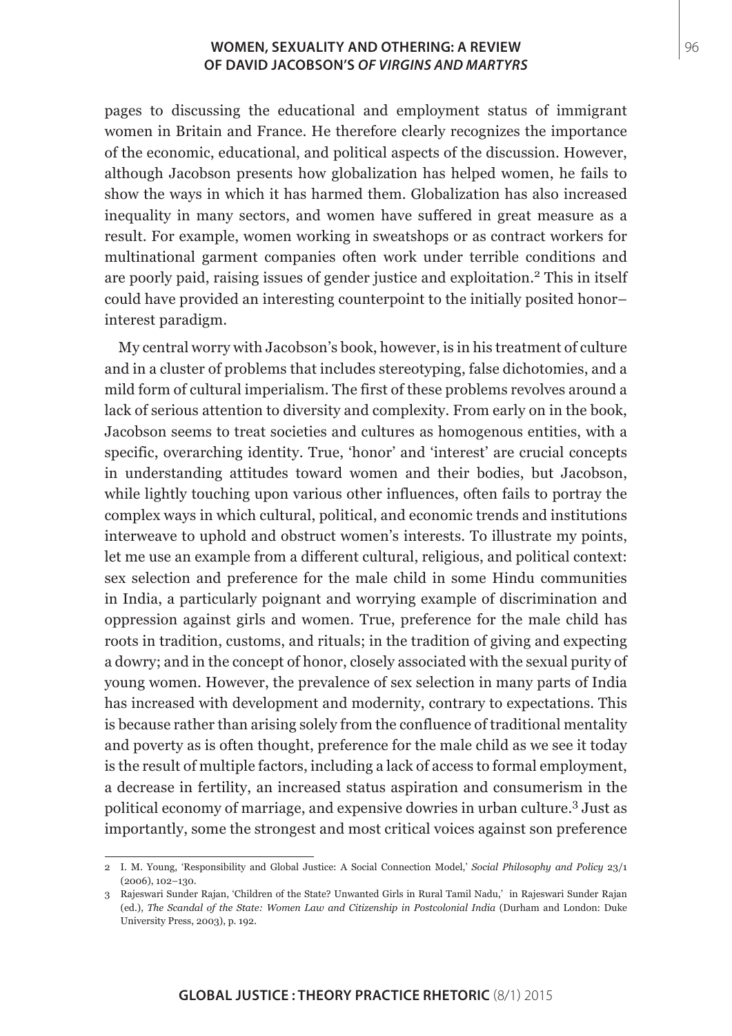pages to discussing the educational and employment status of immigrant women in Britain and France. He therefore clearly recognizes the importance of the economic, educational, and political aspects of the discussion. However, although Jacobson presents how globalization has helped women, he fails to show the ways in which it has harmed them. Globalization has also increased inequality in many sectors, and women have suffered in great measure as a result. For example, women working in sweatshops or as contract workers for multinational garment companies often work under terrible conditions and are poorly paid, raising issues of gender justice and exploitation.[2] This in itself could have provided an interesting counterpoint to the initially posited honor–interest paradigm.

My central worry with Jacobson's book, however, is in his treatment of culture and in a cluster of problems that includes stereotyping, false dichotomies, and a mild form of cultural imperialism. The first of these problems revolves around a lack of serious attention to diversity and complexity. From early on in the book, Jacobson seems to treat societies and cultures as homogenous entities, with a specific, overarching identity. True, 'honor' and 'interest' are crucial concepts in understanding attitudes toward women and their bodies, but Jacobson, while lightly touching upon various other influences, often fails to portray the complex ways in which cultural, political, and economic trends and institutions interweave to uphold and obstruct women's interests. To illustrate my points, let me use an example from a different cultural, religious, and political context: sex selection and preference for the male child in some Hindu communities in India, a particularly poignant and worrying example of discrimination and oppression against girls and women. True, preference for the male child has roots in tradition, customs, and rituals; in the tradition of giving and expecting a dowry; and in the concept of honor, closely associated with the sexual purity of young women. However, the prevalence of sex selection in many parts of India has increased with development and modernity, contrary to expectations. This is because rather than arising solely from the confluence of traditional mentality and poverty as is often thought, preference for the male child as we see it today is the result of multiple factors, including a lack of access to formal employment, a decrease in fertility, an increased status aspiration and consumerism in the political economy of marriage, and expensive dowries in urban culture.[3] Just as importantly, some the strongest and most critical voices against son preference

---

2 I. M. Young, 'Responsibility and Global Justice: A Social Connection Model,' *Social Philosophy and Policy* 23/1 (2006), 102–130.

3 Rajeswari Sunder Rajan, 'Children of the State? Unwanted Girls in Rural Tamil Nadu,' in Rajeswari Sunder Rajan (ed.), *The Scandal of the State: Women Law and Citizenship in Postcolonial India* (Durham and London: Duke University Press, 2003), p. 192.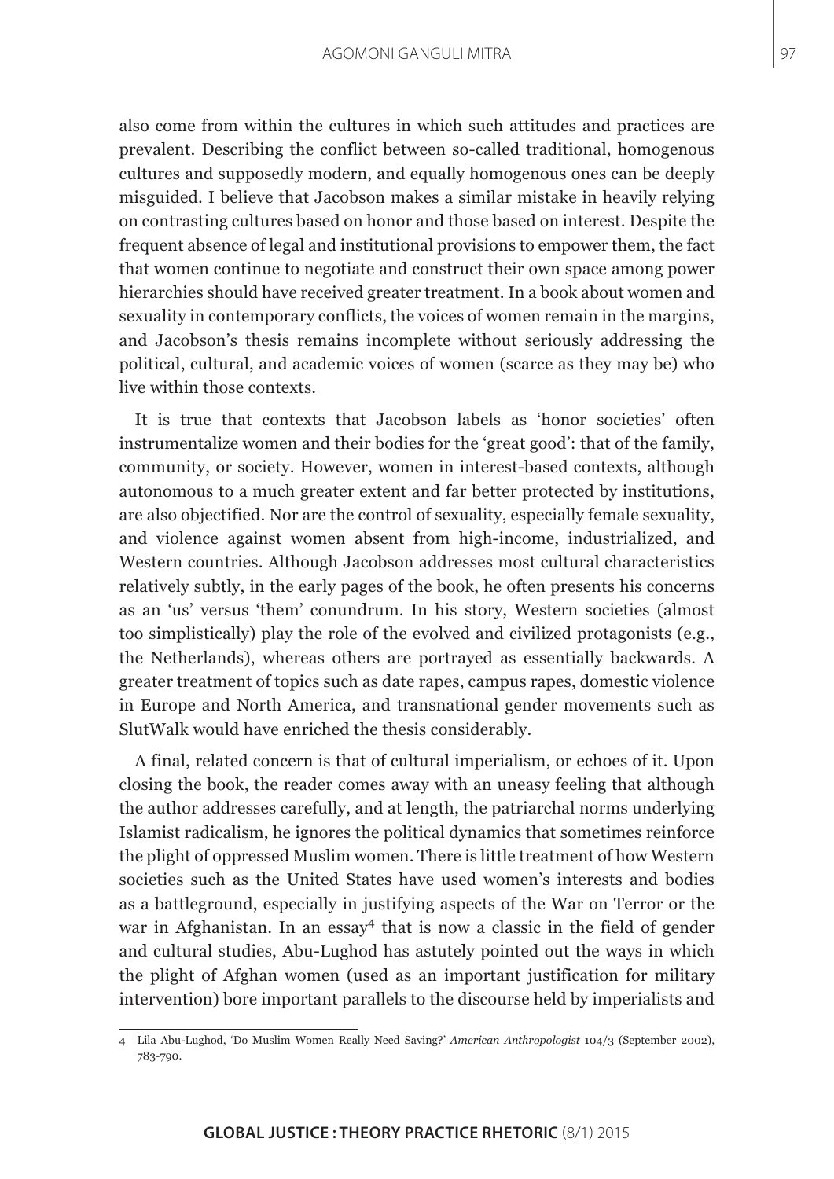also come from within the cultures in which such attitudes and practices are prevalent. Describing the conflict between so-called traditional, homogenous cultures and supposedly modern, and equally homogenous ones can be deeply misguided. I believe that Jacobson makes a similar mistake in heavily relying on contrasting cultures based on honor and those based on interest. Despite the frequent absence of legal and institutional provisions to empower them, the fact that women continue to negotiate and construct their own space among power hierarchies should have received greater treatment. In a book about women and sexuality in contemporary conflicts, the voices of women remain in the margins, and Jacobson's thesis remains incomplete without seriously addressing the political, cultural, and academic voices of women (scarce as they may be) who live within those contexts.

It is true that contexts that Jacobson labels as 'honor societies' often instrumentalize women and their bodies for the 'great good': that of the family, community, or society. However, women in interest-based contexts, although autonomous to a much greater extent and far better protected by institutions, are also objectified. Nor are the control of sexuality, especially female sexuality, and violence against women absent from high-income, industrialized, and Western countries. Although Jacobson addresses most cultural characteristics relatively subtly, in the early pages of the book, he often presents his concerns as an 'us' versus 'them' conundrum. In his story, Western societies (almost too simplistically) play the role of the evolved and civilized protagonists (e.g., the Netherlands), whereas others are portrayed as essentially backwards. A greater treatment of topics such as date rapes, campus rapes, domestic violence in Europe and North America, and transnational gender movements such as SlutWalk would have enriched the thesis considerably.

A final, related concern is that of cultural imperialism, or echoes of it. Upon closing the book, the reader comes away with an uneasy feeling that although the author addresses carefully, and at length, the patriarchal norms underlying Islamist radicalism, he ignores the political dynamics that sometimes reinforce the plight of oppressed Muslim women. There is little treatment of how Western societies such as the United States have used women's interests and bodies as a battleground, especially in justifying aspects of the War on Terror or the war in Afghanistan. In an essay[4] that is now a classic in the field of gender and cultural studies, Abu-Lughod has astutely pointed out the ways in which the plight of Afghan women (used as an important justification for military intervention) bore important parallels to the discourse held by imperialists and

4 Lila Abu-Lughod, 'Do Muslim Women Really Need Saving?' *American Anthropologist* 104/3 (September 2002), 783-790.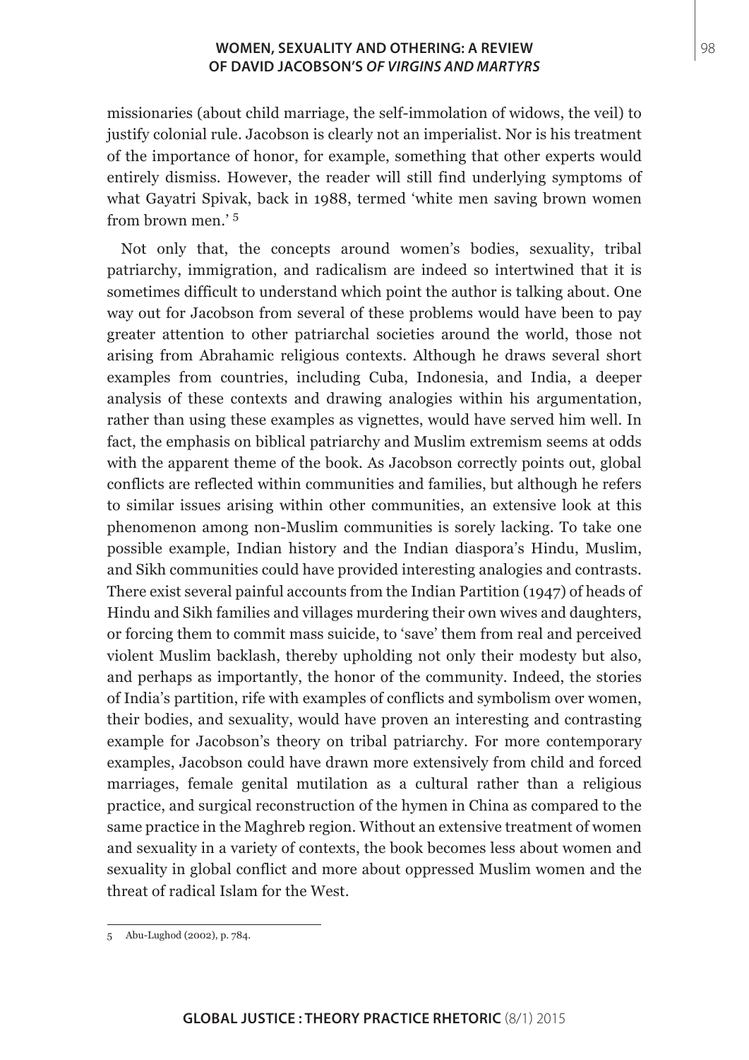missionaries (about child marriage, the self-immolation of widows, the veil) to justify colonial rule. Jacobson is clearly not an imperialist. Nor is his treatment of the importance of honor, for example, something that other experts would entirely dismiss. However, the reader will still find underlying symptoms of what Gayatri Spivak, back in 1988, termed 'white men saving brown women from brown men.' [5]

Not only that, the concepts around women's bodies, sexuality, tribal patriarchy, immigration, and radicalism are indeed so intertwined that it is sometimes difficult to understand which point the author is talking about. One way out for Jacobson from several of these problems would have been to pay greater attention to other patriarchal societies around the world, those not arising from Abrahamic religious contexts. Although he draws several short examples from countries, including Cuba, Indonesia, and India, a deeper analysis of these contexts and drawing analogies within his argumentation, rather than using these examples as vignettes, would have served him well. In fact, the emphasis on biblical patriarchy and Muslim extremism seems at odds with the apparent theme of the book. As Jacobson correctly points out, global conflicts are reflected within communities and families, but although he refers to similar issues arising within other communities, an extensive look at this phenomenon among non-Muslim communities is sorely lacking. To take one possible example, Indian history and the Indian diaspora's Hindu, Muslim, and Sikh communities could have provided interesting analogies and contrasts. There exist several painful accounts from the Indian Partition (1947) of heads of Hindu and Sikh families and villages murdering their own wives and daughters, or forcing them to commit mass suicide, to 'save' them from real and perceived violent Muslim backlash, thereby upholding not only their modesty but also, and perhaps as importantly, the honor of the community. Indeed, the stories of India's partition, rife with examples of conflicts and symbolism over women, their bodies, and sexuality, would have proven an interesting and contrasting example for Jacobson's theory on tribal patriarchy. For more contemporary examples, Jacobson could have drawn more extensively from child and forced marriages, female genital mutilation as a cultural rather than a religious practice, and surgical reconstruction of the hymen in China as compared to the same practice in the Maghreb region. Without an extensive treatment of women and sexuality in a variety of contexts, the book becomes less about women and sexuality in global conflict and more about oppressed Muslim women and the threat of radical Islam for the West.

---

5 Abu-Lughod (2002), p. 784.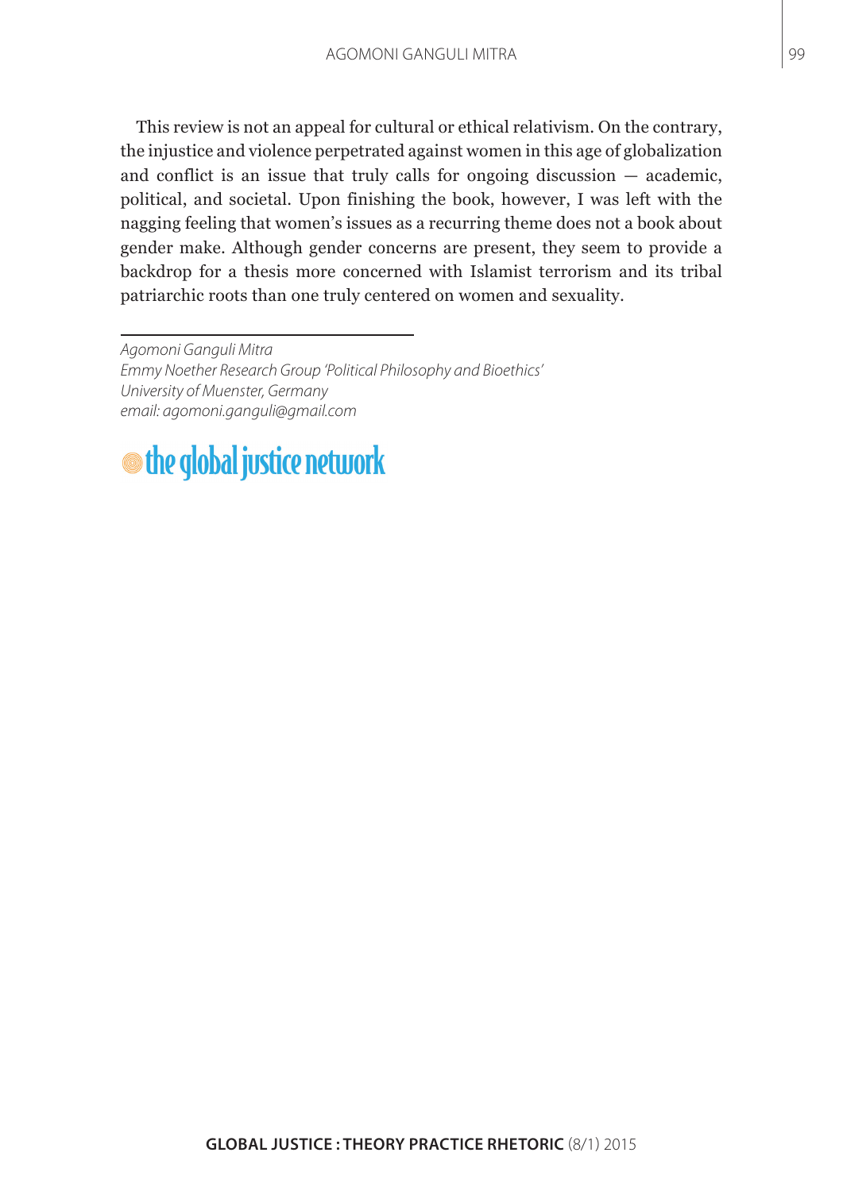This review is not an appeal for cultural or ethical relativism. On the contrary, the injustice and violence perpetrated against women in this age of globalization and conflict is an issue that truly calls for ongoing discussion — academic, political, and societal. Upon finishing the book, however, I was left with the nagging feeling that women's issues as a recurring theme does not a book about gender make. Although gender concerns are present, they seem to provide a backdrop for a thesis more concerned with Islamist terrorism and its tribal patriarchic roots than one truly centered on women and sexuality.

---

*Agomoni Ganguli Mitra*
*Emmy Noether Research Group 'Political Philosophy and Bioethics'*
*University of Muenster, Germany*
*email: agomoni.ganguli@gmail.com*

the global justice network